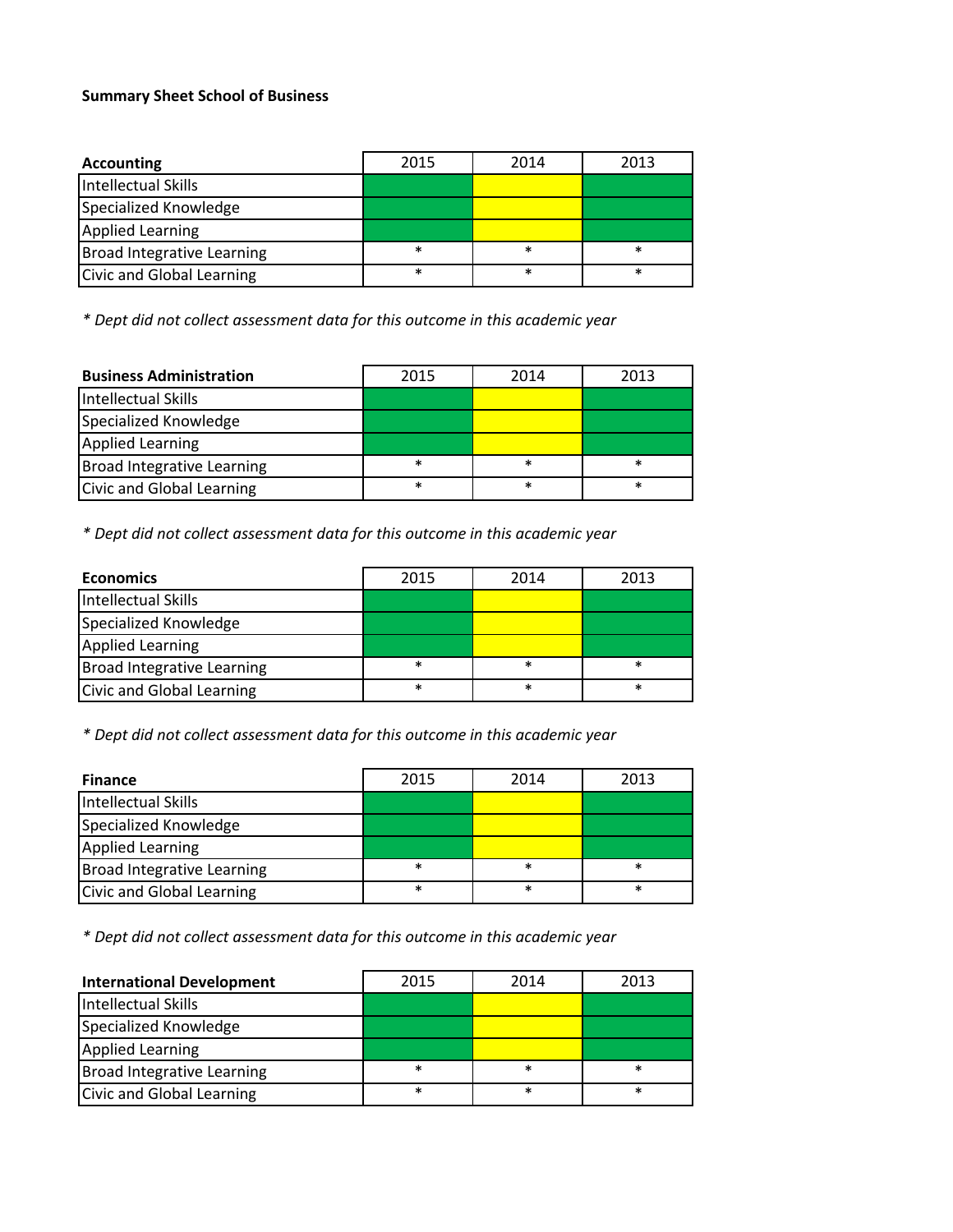**Summary Sheet School of Business**

| Accounting | 2015 | 2014 | 2013 |
|---|---|---|---|
| Intellectual Skills | | | |
| Specialized Knowledge | | | |
| Applied Learning | | | |
| Broad Integrative Learning | * | * | * |
| Civic and Global Learning | * | * | * |

*\* Dept did not collect assessment data for this outcome in this academic year*

| Business Administration | 2015 | 2014 | 2013 |
|---|---|---|---|
| Intellectual Skills | | | |
| Specialized Knowledge | | | |
| Applied Learning | | | |
| Broad Integrative Learning | * | * | * |
| Civic and Global Learning | * | * | * |

*\* Dept did not collect assessment data for this outcome in this academic year*

| Economics | 2015 | 2014 | 2013 |
|---|---|---|---|
| Intellectual Skills | | | |
| Specialized Knowledge | | | |
| Applied Learning | | | |
| Broad Integrative Learning | * | * | * |
| Civic and Global Learning | * | * | * |

*\* Dept did not collect assessment data for this outcome in this academic year*

| Finance | 2015 | 2014 | 2013 |
|---|---|---|---|
| Intellectual Skills | | | |
| Specialized Knowledge | | | |
| Applied Learning | | | |
| Broad Integrative Learning | * | * | * |
| Civic and Global Learning | * | * | * |

*\* Dept did not collect assessment data for this outcome in this academic year*

| International Development | 2015 | 2014 | 2013 |
|---|---|---|---|
| Intellectual Skills | | | |
| Specialized Knowledge | | | |
| Applied Learning | | | |
| Broad Integrative Learning | * | * | * |
| Civic and Global Learning | * | * | * |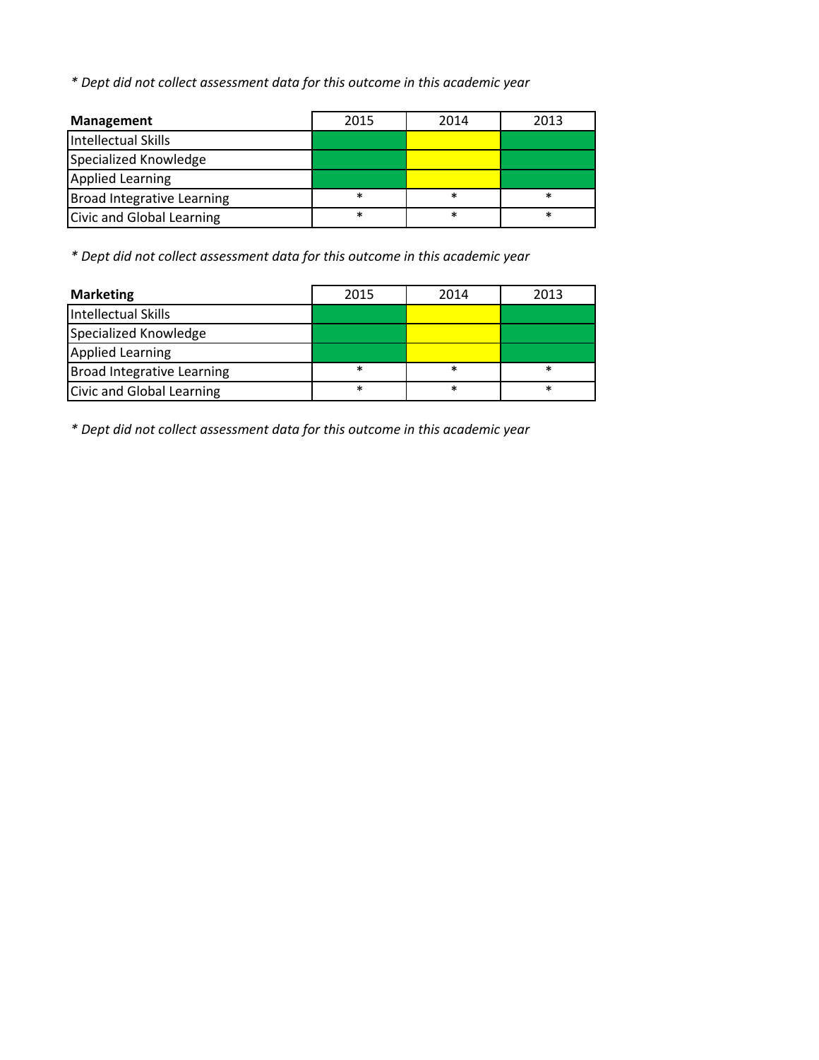*\* Dept did not collect assessment data for this outcome in this academic year*

| Management | 2015 | 2014 | 2013 |
|---|---|---|---|
| Intellectual Skills | | | |
| Specialized Knowledge | | | |
| Applied Learning | | | |
| Broad Integrative Learning | * | * | * |
| Civic and Global Learning | * | * | * |

*\* Dept did not collect assessment data for this outcome in this academic year*

| Marketing | 2015 | 2014 | 2013 |
|---|---|---|---|
| Intellectual Skills | | | |
| Specialized Knowledge | | | |
| Applied Learning | | | |
| Broad Integrative Learning | * | * | * |
| Civic and Global Learning | * | * | * |

*\* Dept did not collect assessment data for this outcome in this academic year*